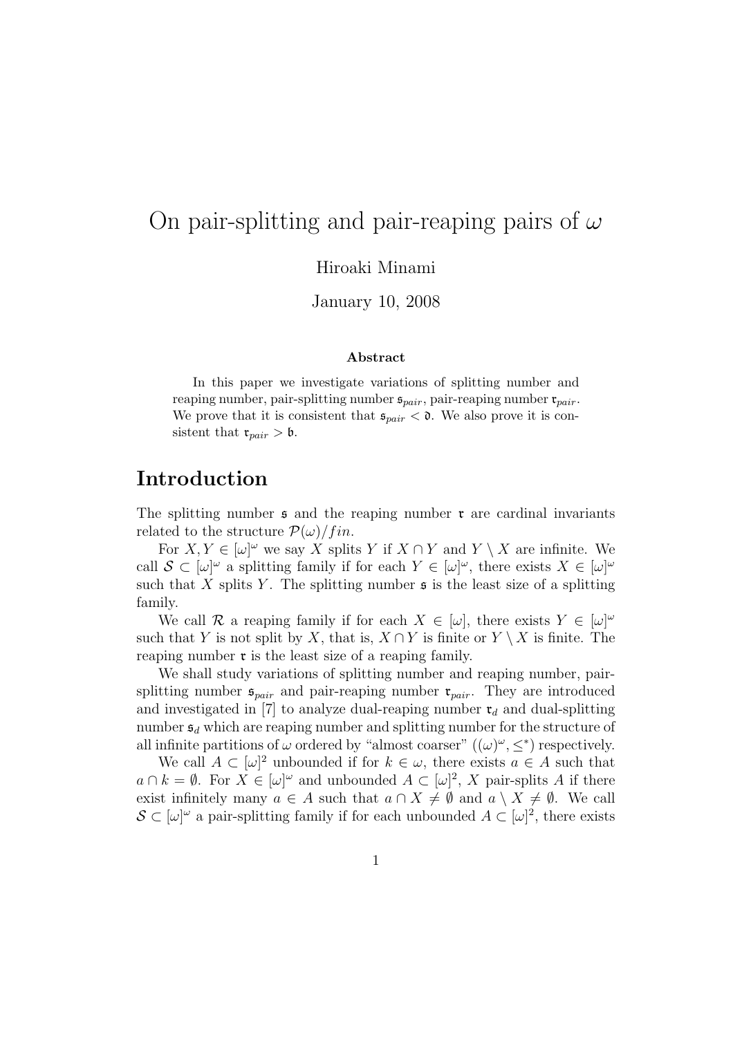# On pair-splitting and pair-reaping pairs of $\omega$

Hiroaki Minami

January 10, 2008

### Abstract

In this paper we investigate variations of splitting number and reaping number, pair-splitting number $\mathfrak{s}_{pair}$, pair-reaping number $\mathfrak{r}_{pair}$. We prove that it is consistent that $\mathfrak{s}_{pair} < \mathfrak{d}$. We also prove it is consistent that $\mathfrak{r}_{pair} > \mathfrak{b}$.

## Introduction

The splitting number $\mathfrak{s}$ and the reaping number $\mathfrak{r}$ are cardinal invariants related to the structure $\mathcal{P}(\omega)/fin$.

For $X, Y \in [\omega]^\omega$ we say $X$ splits $Y$ if $X \cap Y$ and $Y \setminus X$ are infinite. We call $\mathcal{S} \subset [\omega]^\omega$ a splitting family if for each $Y \in [\omega]^\omega$, there exists $X \in [\omega]^\omega$ such that $X$ splits $Y$. The splitting number $\mathfrak{s}$ is the least size of a splitting family.

We call $\mathcal{R}$ a reaping family if for each $X \in [\omega]$, there exists $Y \in [\omega]^\omega$ such that $Y$ is not split by $X$, that is, $X \cap Y$ is finite or $Y \setminus X$ is finite. The reaping number $\mathfrak{r}$ is the least size of a reaping family.

We shall study variations of splitting number and reaping number, pair-splitting number $\mathfrak{s}_{pair}$ and pair-reaping number $\mathfrak{r}_{pair}$. They are introduced and investigated in [7] to analyze dual-reaping number $\mathfrak{r}_d$ and dual-splitting number $\mathfrak{s}_d$ which are reaping number and splitting number for the structure of all infinite partitions of $\omega$ ordered by "almost coarser" $((\omega)^\omega, \leq^*)$ respectively.

We call $A \subset [\omega]^2$ unbounded if for $k \in \omega$, there exists $a \in A$ such that $a \cap k = \emptyset$. For $X \in [\omega]^\omega$ and unbounded $A \subset [\omega]^2$, $X$ pair-splits $A$ if there exist infinitely many $a \in A$ such that $a \cap X \neq \emptyset$ and $a \setminus X \neq \emptyset$. We call $\mathcal{S} \subset [\omega]^\omega$ a pair-splitting family if for each unbounded $A \subset [\omega]^2$, there exists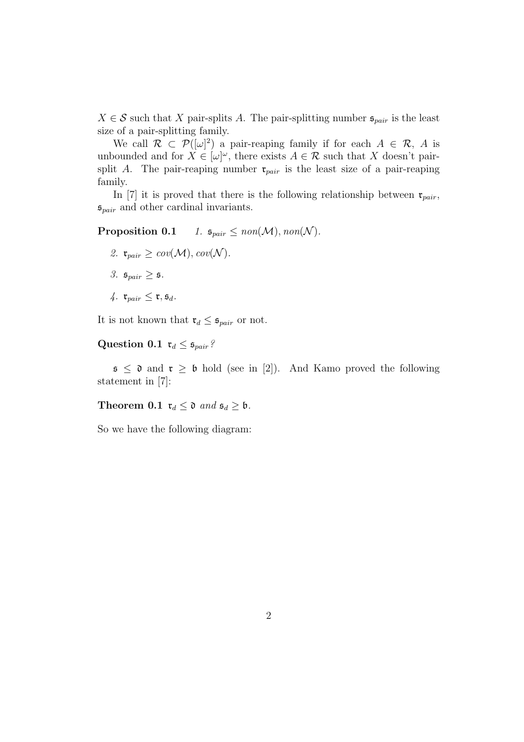$X \in \mathcal{S}$ such that $X$ pair-splits $A$. The pair-splitting number $\mathfrak{s}_{pair}$ is the least size of a pair-splitting family.

We call $\mathcal{R} \subset \mathcal{P}([\omega]^2)$ a pair-reaping family if for each $A \in \mathcal{R}$, $A$ is unbounded and for $X \in [\omega]^\omega$, there exists $A \in \mathcal{R}$ such that $X$ doesn't pair-split $A$. The pair-reaping number $\mathfrak{r}_{pair}$ is the least size of a pair-reaping family.

In [7] it is proved that there is the following relationship between $\mathfrak{r}_{pair}$, $\mathfrak{s}_{pair}$ and other cardinal invariants.

**Proposition 0.1** *1.* $\mathfrak{s}_{pair} \leq non(\mathcal{M}), non(\mathcal{N})$.

*2.* $\mathfrak{r}_{pair} \geq cov(\mathcal{M}), cov(\mathcal{N})$.

*3.* $\mathfrak{s}_{pair} \geq \mathfrak{s}$.

*4.* $\mathfrak{r}_{pair} \leq \mathfrak{r}, \mathfrak{s}_d$.

It is not known that $\mathfrak{r}_d \leq \mathfrak{s}_{pair}$ or not.

**Question 0.1** $\mathfrak{r}_d \leq \mathfrak{s}_{pair}$*?*

$\mathfrak{s} \leq \mathfrak{d}$ and $\mathfrak{r} \geq \mathfrak{b}$ hold (see in [2]). And Kamo proved the following statement in [7]:

**Theorem 0.1** $\mathfrak{r}_d \leq \mathfrak{d}$ *and* $\mathfrak{s}_d \geq \mathfrak{b}$.

So we have the following diagram: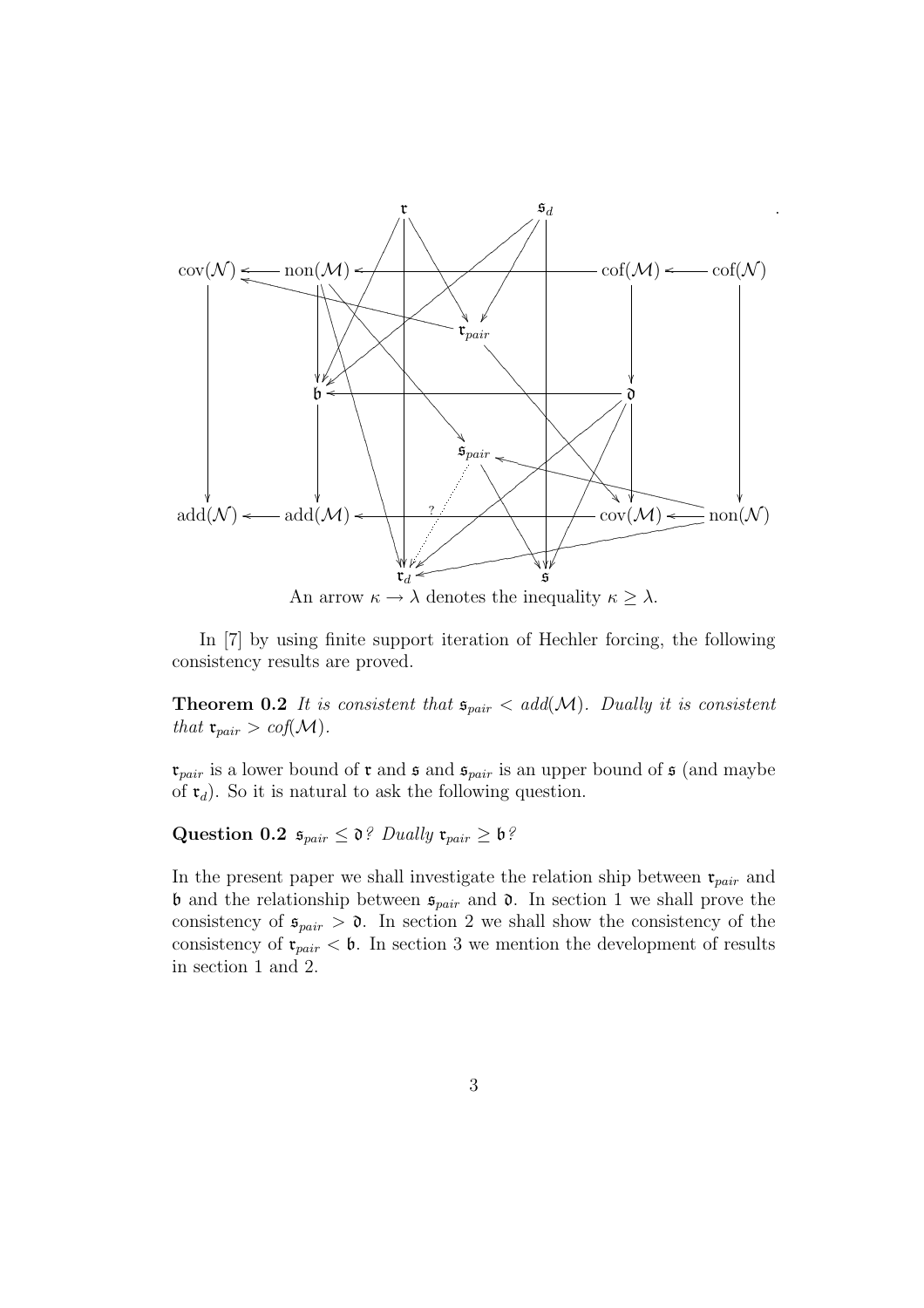An arrow $\kappa \to \lambda$ denotes the inequality $\kappa \geq \lambda$.

In [7] by using finite support iteration of Hechler forcing, the following consistency results are proved.

**Theorem 0.2** *It is consistent that* $\mathfrak{s}_{pair} < add(\mathcal{M})$. *Dually it is consistent that* $\mathfrak{r}_{pair} > cof(\mathcal{M})$.

$\mathfrak{r}_{pair}$ is a lower bound of $\mathfrak{r}$ and $\mathfrak{s}$ and $\mathfrak{s}_{pair}$ is an upper bound of $\mathfrak{s}$ (and maybe of $\mathfrak{r}_d$). So it is natural to ask the following question.

**Question 0.2** $\mathfrak{s}_{pair} \leq \mathfrak{d}$? *Dually* $\mathfrak{r}_{pair} \geq \mathfrak{b}$?

In the present paper we shall investigate the relation ship between $\mathfrak{r}_{pair}$ and $\mathfrak{b}$ and the relationship between $\mathfrak{s}_{pair}$ and $\mathfrak{d}$. In section 1 we shall prove the consistency of $\mathfrak{s}_{pair} > \mathfrak{d}$. In section 2 we shall show the consistency of the consistency of $\mathfrak{r}_{pair} < \mathfrak{b}$. In section 3 we mention the development of results in section 1 and 2.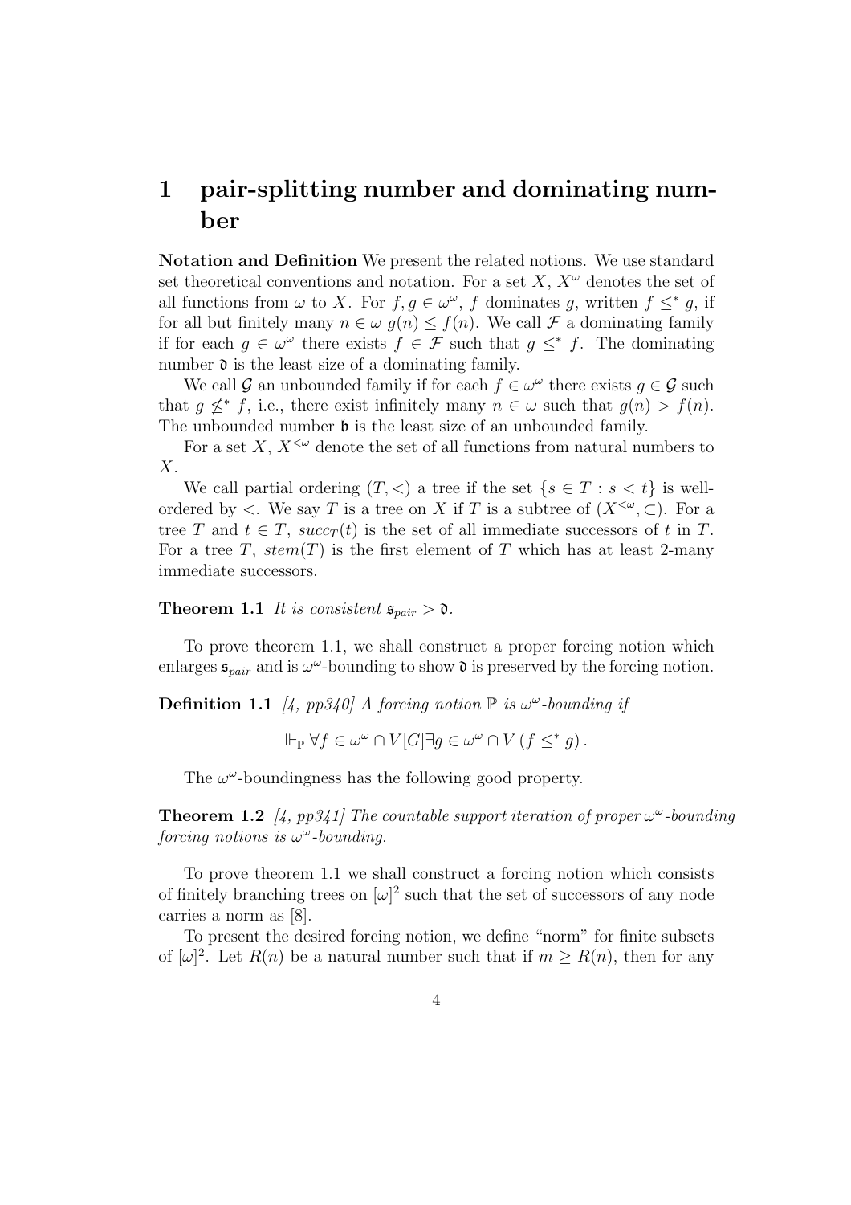# 1 pair-splitting number and dominating number

**Notation and Definition** We present the related notions. We use standard set theoretical conventions and notation. For a set $X$, $X^\omega$ denotes the set of all functions from $\omega$ to $X$. For $f, g \in \omega^\omega$, $f$ dominates $g$, written $f \leq^* g$, if for all but finitely many $n \in \omega$ $g(n) \leq f(n)$. We call $\mathcal{F}$ a dominating family if for each $g \in \omega^\omega$ there exists $f \in \mathcal{F}$ such that $g \leq^* f$. The dominating number $\mathfrak{d}$ is the least size of a dominating family.

We call $\mathcal{G}$ an unbounded family if for each $f \in \omega^\omega$ there exists $g \in \mathcal{G}$ such that $g \not\leq^* f$, i.e., there exist infinitely many $n \in \omega$ such that $g(n) > f(n)$. The unbounded number $\mathfrak{b}$ is the least size of an unbounded family.

For a set $X$, $X^{<\omega}$ denote the set of all functions from natural numbers to $X$.

We call partial ordering $(T, <)$ a tree if the set $\{s \in T : s < t\}$ is well-ordered by $<$. We say $T$ is a tree on $X$ if $T$ is a subtree of $(X^{<\omega}, \subset)$. For a tree $T$ and $t \in T$, $succ_T(t)$ is the set of all immediate successors of $t$ in $T$. For a tree $T$, $stem(T)$ is the first element of $T$ which has at least 2-many immediate successors.

**Theorem 1.1** *It is consistent $\mathfrak{s}_{pair} > \mathfrak{d}$.*

To prove theorem 1.1, we shall construct a proper forcing notion which enlarges $\mathfrak{s}_{pair}$ and is $\omega^\omega$-bounding to show $\mathfrak{d}$ is preserved by the forcing notion.

**Definition 1.1** *[4, pp340] A forcing notion $\mathbb{P}$ is $\omega^\omega$-bounding if*

$$\Vdash_{\mathbb{P}} \forall f \in \omega^\omega \cap V[G] \exists g \in \omega^\omega \cap V \left(f \leq^* g\right).$$

The $\omega^\omega$-boundingness has the following good property.

**Theorem 1.2** *[4, pp341] The countable support iteration of proper $\omega^\omega$-bounding forcing notions is $\omega^\omega$-bounding.*

To prove theorem 1.1 we shall construct a forcing notion which consists of finitely branching trees on $[\omega]^2$ such that the set of successors of any node carries a norm as [8].

To present the desired forcing notion, we define "norm" for finite subsets of $[\omega]^2$. Let $R(n)$ be a natural number such that if $m \geq R(n)$, then for any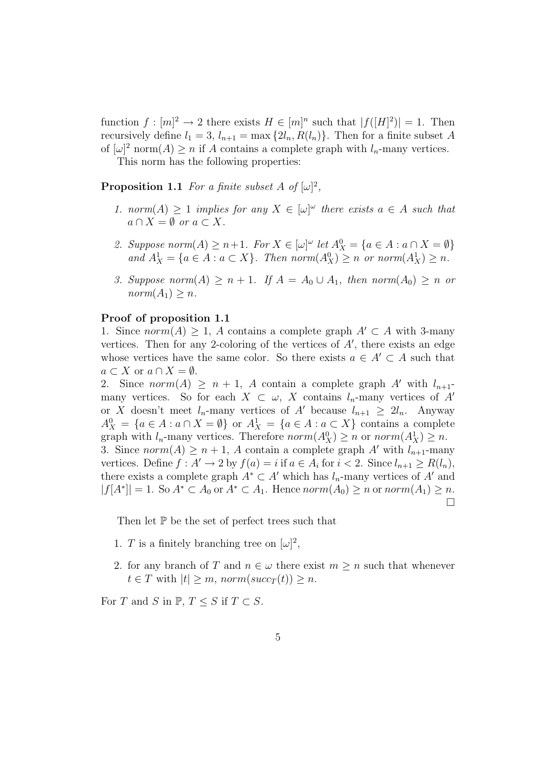function $f : [m]^2 \to 2$ there exists $H \in [m]^n$ such that $|f([H]^2)| = 1$. Then recursively define $l_1 = 3$, $l_{n+1} = \max\{2l_n, R(l_n)\}$. Then for a finite subset $A$ of $[\omega]^2$ norm$(A) \geq n$ if $A$ contains a complete graph with $l_n$-many vertices.

This norm has the following properties:

**Proposition 1.1** *For a finite subset $A$ of $[\omega]^2$,*

1. *$norm(A) \geq 1$ implies for any $X \in [\omega]^\omega$ there exists $a \in A$ such that $a \cap X = \emptyset$ or $a \subset X$.*
2. *Suppose $norm(A) \geq n+1$. For $X \in [\omega]^\omega$ let $A^0_X = \{a \in A : a \cap X = \emptyset\}$ and $A^1_X = \{a \in A : a \subset X\}$. Then $norm(A^0_X) \geq n$ or $norm(A^1_X) \geq n$.*
3. *Suppose $norm(A) \geq n+1$. If $A = A_0 \cup A_1$, then $norm(A_0) \geq n$ or $norm(A_1) \geq n$.*

**Proof of proposition 1.1**

1. Since $norm(A) \geq 1$, $A$ contains a complete graph $A' \subset A$ with 3-many vertices. Then for any 2-coloring of the vertices of $A'$, there exists an edge whose vertices have the same color. So there exists $a \in A' \subset A$ such that $a \subset X$ or $a \cap X = \emptyset$.
2. Since $norm(A) \geq n+1$, $A$ contain a complete graph $A'$ with $l_{n+1}$-many vertices. So for each $X \subset \omega$, $X$ contains $l_n$-many vertices of $A'$ or $X$ doesn't meet $l_n$-many vertices of $A'$ because $l_{n+1} \geq 2l_n$. Anyway $A^0_X = \{a \in A : a \cap X = \emptyset\}$ or $A^1_X = \{a \in A : a \subset X\}$ contains a complete graph with $l_n$-many vertices. Therefore $norm(A^0_X) \geq n$ or $norm(A^1_X) \geq n$.
3. Since $norm(A) \geq n+1$, $A$ contain a complete graph $A'$ with $l_{n+1}$-many vertices. Define $f : A' \to 2$ by $f(a) = i$ if $a \in A_i$ for $i < 2$. Since $l_{n+1} \geq R(l_n)$, there exists a complete graph $A^* \subset A'$ which has $l_n$-many vertices of $A'$ and $|f[A^*]| = 1$. So $A^* \subset A_0$ or $A^* \subset A_1$. Hence $norm(A_0) \geq n$ or $norm(A_1) \geq n$. □

Then let $\mathbb{P}$ be the set of perfect trees such that

1. $T$ is a finitely branching tree on $[\omega]^2$,
2. for any branch of $T$ and $n \in \omega$ there exist $m \geq n$ such that whenever $t \in T$ with $|t| \geq m$, $norm(succ_T(t)) \geq n$.

For $T$ and $S$ in $\mathbb{P}$, $T \leq S$ if $T \subset S$.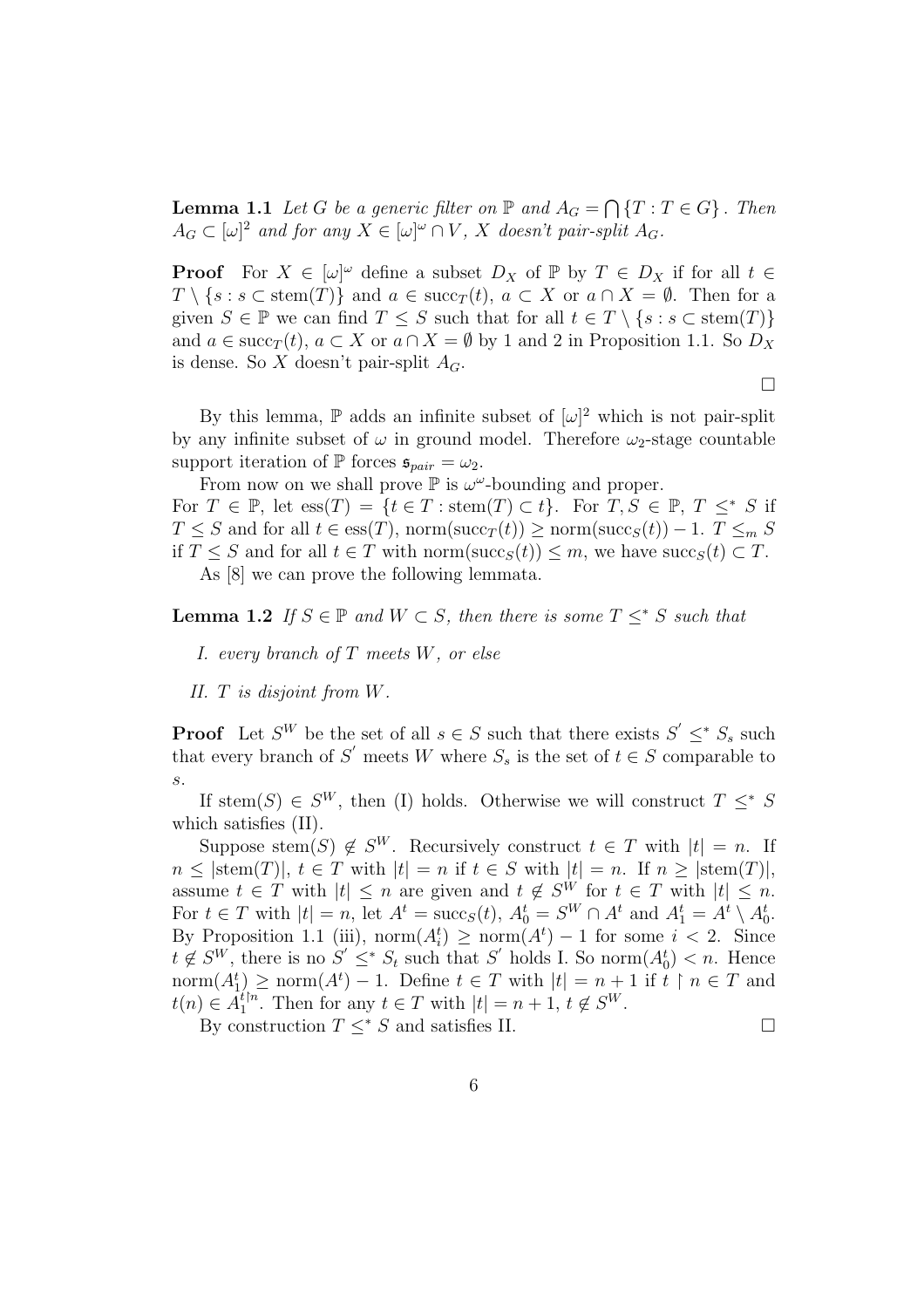**Lemma 1.1** *Let $G$ be a generic filter on $\mathbb{P}$ and $A_G = \bigcap \{T : T \in G\}$. Then $A_G \subset [\omega]^2$ and for any $X \in [\omega]^\omega \cap V$, $X$ doesn't pair-split $A_G$.*

**Proof** For $X \in [\omega]^\omega$ define a subset $D_X$ of $\mathbb{P}$ by $T \in D_X$ if for all $t \in T \setminus \{s : s \subset \text{stem}(T)\}$ and $a \in \text{succ}_T(t)$, $a \subset X$ or $a \cap X = \emptyset$. Then for a given $S \in \mathbb{P}$ we can find $T \leq S$ such that for all $t \in T \setminus \{s : s \subset \text{stem}(T)\}$ and $a \in \text{succ}_T(t)$, $a \subset X$ or $a \cap X = \emptyset$ by 1 and 2 in Proposition 1.1. So $D_X$ is dense. So $X$ doesn't pair-split $A_G$.

□

By this lemma, $\mathbb{P}$ adds an infinite subset of $[\omega]^2$ which is not pair-split by any infinite subset of $\omega$ in ground model. Therefore $\omega_2$-stage countable support iteration of $\mathbb{P}$ forces $\mathfrak{s}_{pair} = \omega_2$.

From now on we shall prove $\mathbb{P}$ is $\omega^\omega$-bounding and proper.

For $T \in \mathbb{P}$, let $\text{ess}(T) = \{t \in T : \text{stem}(T) \subset t\}$. For $T, S \in \mathbb{P}$, $T \leq^* S$ if $T \leq S$ and for all $t \in \text{ess}(T)$, $\text{norm}(\text{succ}_T(t)) \geq \text{norm}(\text{succ}_S(t)) - 1$. $T \leq_m S$ if $T \leq S$ and for all $t \in T$ with $\text{norm}(\text{succ}_S(t)) \leq m$, we have $\text{succ}_S(t) \subset T$.

As [8] we can prove the following lemmata.

**Lemma 1.2** *If $S \in \mathbb{P}$ and $W \subset S$, then there is some $T \leq^* S$ such that*

*I. every branch of $T$ meets $W$, or else*

*II. $T$ is disjoint from $W$.*

**Proof** Let $S^W$ be the set of all $s \in S$ such that there exists $S' \leq^* S_s$ such that every branch of $S'$ meets $W$ where $S_s$ is the set of $t \in S$ comparable to $s$.

If $\text{stem}(S) \in S^W$, then (I) holds. Otherwise we will construct $T \leq^* S$ which satisfies (II).

Suppose $\text{stem}(S) \notin S^W$. Recursively construct $t \in T$ with $|t| = n$. If $n \leq |\text{stem}(T)|$, $t \in T$ with $|t| = n$ if $t \in S$ with $|t| = n$. If $n \geq |\text{stem}(T)|$, assume $t \in T$ with $|t| \leq n$ are given and $t \notin S^W$ for $t \in T$ with $|t| \leq n$. For $t \in T$ with $|t| = n$, let $A^t = \text{succ}_S(t)$, $A_0^t = S^W \cap A^t$ and $A_1^t = A^t \setminus A_0^t$. By Proposition 1.1 (iii), $\text{norm}(A_i^t) \geq \text{norm}(A^t) - 1$ for some $i < 2$. Since $t \notin S^W$, there is no $S' \leq^* S_t$ such that $S'$ holds I. So $\text{norm}(A_0^t) < n$. Hence $\text{norm}(A_1^t) \geq \text{norm}(A^t) - 1$. Define $t \in T$ with $|t| = n+1$ if $t \restriction n \in T$ and $t(n) \in A_1^{t \restriction n}$. Then for any $t \in T$ with $|t| = n+1$, $t \notin S^W$.

By construction $T \leq^* S$ and satisfies II. □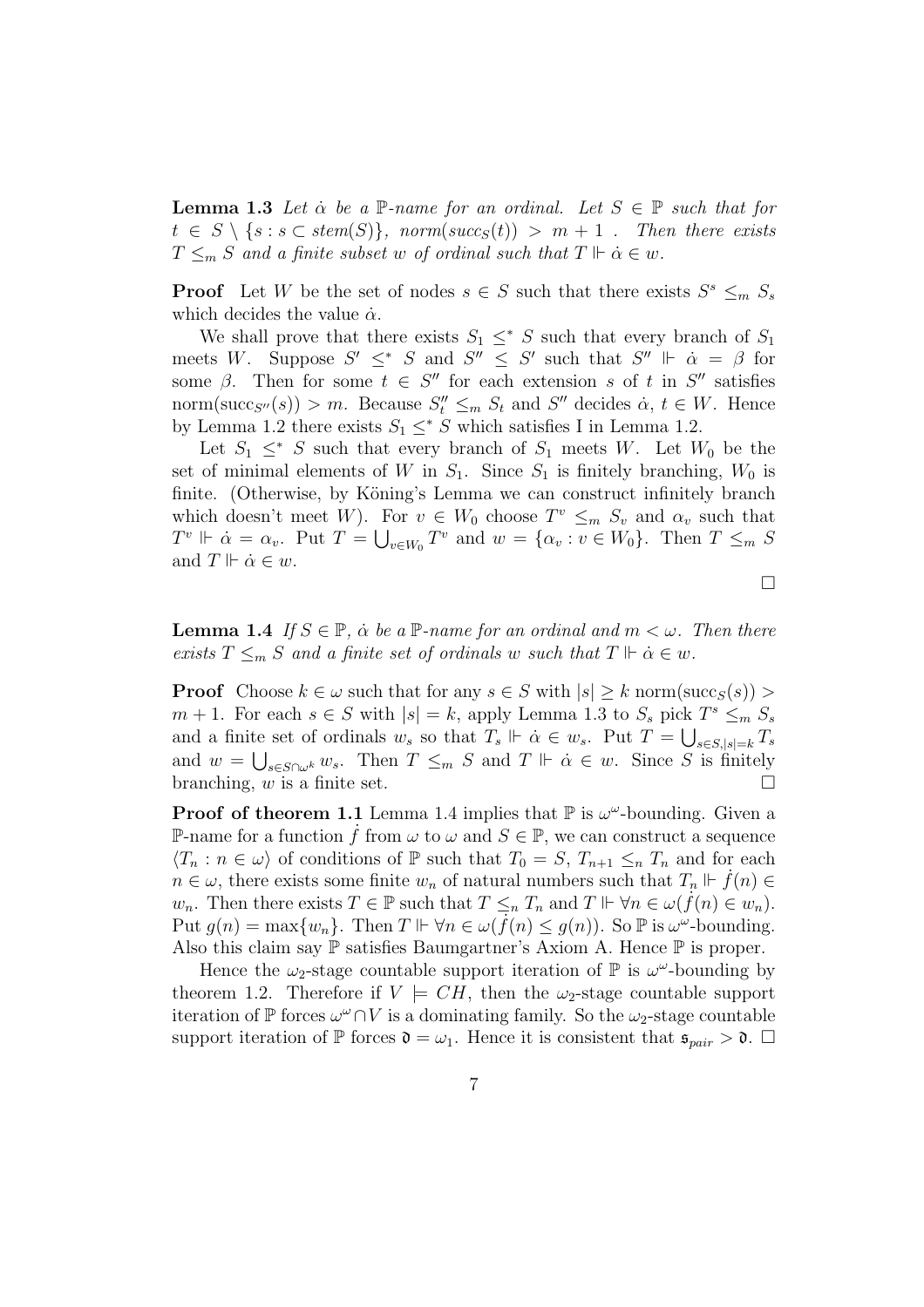**Lemma 1.3** *Let $\dot{\alpha}$ be a $\mathbb{P}$-name for an ordinal. Let $S \in \mathbb{P}$ such that for $t \in S \setminus \{s : s \subset stem(S)\}$, $norm(succ_S(t)) > m+1$ . Then there exists $T \leq_m S$ and a finite subset $w$ of ordinal such that $T \Vdash \dot{\alpha} \in w$.*

**Proof** Let $W$ be the set of nodes $s \in S$ such that there exists $S^s \leq_m S_s$ which decides the value $\dot{\alpha}$.

We shall prove that there exists $S_1 \leq^* S$ such that every branch of $S_1$ meets $W$. Suppose $S' \leq^* S$ and $S'' \leq S'$ such that $S'' \Vdash \dot{\alpha} = \beta$ for some $\beta$. Then for some $t \in S''$ for each extension $s$ of $t$ in $S''$ satisfies $\mathrm{norm}(\mathrm{succ}_{S''}(s)) > m$. Because $S''_t \leq_m S_t$ and $S''$ decides $\dot{\alpha}$, $t \in W$. Hence by Lemma 1.2 there exists $S_1 \leq^* S$ which satisfies I in Lemma 1.2.

Let $S_1 \leq^* S$ such that every branch of $S_1$ meets $W$. Let $W_0$ be the set of minimal elements of $W$ in $S_1$. Since $S_1$ is finitely branching, $W_0$ is finite. (Otherwise, by Köning's Lemma we can construct infinitely branch which doesn't meet $W$). For $v \in W_0$ choose $T^v \leq_m S_v$ and $\alpha_v$ such that $T^v \Vdash \dot{\alpha} = \alpha_v$. Put $T = \bigcup_{v \in W_0} T^v$ and $w = \{\alpha_v : v \in W_0\}$. Then $T \leq_m S$ and $T \Vdash \dot{\alpha} \in w$.

□

**Lemma 1.4** *If $S \in \mathbb{P}$, $\dot{\alpha}$ be a $\mathbb{P}$-name for an ordinal and $m < \omega$. Then there exists $T \leq_m S$ and a finite set of ordinals $w$ such that $T \Vdash \dot{\alpha} \in w$.*

**Proof** Choose $k \in \omega$ such that for any $s \in S$ with $|s| \geq k$ $\mathrm{norm}(\mathrm{succ}_S(s)) > m+1$. For each $s \in S$ with $|s| = k$, apply Lemma 1.3 to $S_s$ pick $T^s \leq_m S_s$ and a finite set of ordinals $w_s$ so that $T_s \Vdash \dot{\alpha} \in w_s$. Put $T = \bigcup_{s \in S, |s|=k} T_s$ and $w = \bigcup_{s \in S \cap \omega^k} w_s$. Then $T \leq_m S$ and $T \Vdash \dot{\alpha} \in w$. Since $S$ is finitely branching, $w$ is a finite set. □

**Proof of theorem 1.1** Lemma 1.4 implies that $\mathbb{P}$ is $\omega^\omega$-bounding. Given a $\mathbb{P}$-name for a function $\dot{f}$ from $\omega$ to $\omega$ and $S \in \mathbb{P}$, we can construct a sequence $\langle T_n : n \in \omega \rangle$ of conditions of $\mathbb{P}$ such that $T_0 = S$, $T_{n+1} \leq_n T_n$ and for each $n \in \omega$, there exists some finite $w_n$ of natural numbers such that $T_n \Vdash \dot{f}(n) \in w_n$. Then there exists $T \in \mathbb{P}$ such that $T \leq_n T_n$ and $T \Vdash \forall n \in \omega(\dot{f}(n) \in w_n)$. Put $g(n) = \max\{w_n\}$. Then $T \Vdash \forall n \in \omega(\dot{f}(n) \leq g(n))$. So $\mathbb{P}$ is $\omega^\omega$-bounding. Also this claim say $\mathbb{P}$ satisfies Baumgartner's Axiom A. Hence $\mathbb{P}$ is proper.

Hence the $\omega_2$-stage countable support iteration of $\mathbb{P}$ is $\omega^\omega$-bounding by theorem 1.2. Therefore if $V \models CH$, then the $\omega_2$-stage countable support iteration of $\mathbb{P}$ forces $\omega^\omega \cap V$ is a dominating family. So the $\omega_2$-stage countable support iteration of $\mathbb{P}$ forces $\mathfrak{d} = \omega_1$. Hence it is consistent that $\mathfrak{s}_{pair} > \mathfrak{d}$. □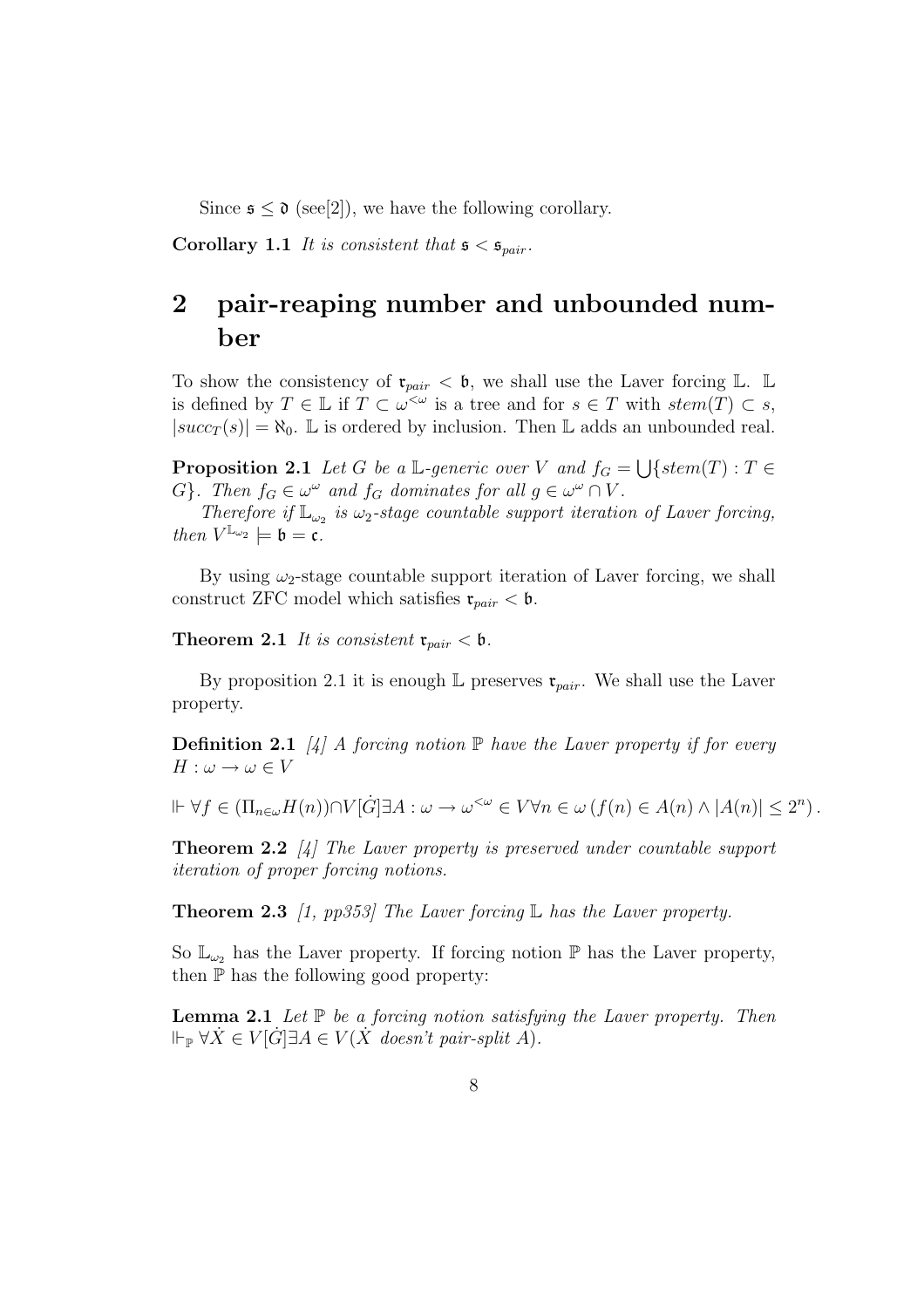Since $\mathfrak{s} \leq \mathfrak{d}$ (see[2]), we have the following corollary.

**Corollary 1.1** *It is consistent that $\mathfrak{s} < \mathfrak{s}_{pair}$.*

## 2 pair-reaping number and unbounded number

To show the consistency of $\mathfrak{r}_{pair} < \mathfrak{b}$, we shall use the Laver forcing $\mathbb{L}$. $\mathbb{L}$ is defined by $T \in \mathbb{L}$ if $T \subset \omega^{<\omega}$ is a tree and for $s \in T$ with $stem(T) \subset s$, $|succ_T(s)| = \aleph_0$. $\mathbb{L}$ is ordered by inclusion. Then $\mathbb{L}$ adds an unbounded real.

**Proposition 2.1** *Let $G$ be a $\mathbb{L}$-generic over $V$ and $f_G = \bigcup\{stem(T) : T \in G\}$. Then $f_G \in \omega^\omega$ and $f_G$ dominates for all $g \in \omega^\omega \cap V$.*

*Therefore if $\mathbb{L}_{\omega_2}$ is $\omega_2$-stage countable support iteration of Laver forcing, then $V^{\mathbb{L}_{\omega_2}} \models \mathfrak{b} = \mathfrak{c}$.*

By using $\omega_2$-stage countable support iteration of Laver forcing, we shall construct ZFC model which satisfies $\mathfrak{r}_{pair} < \mathfrak{b}$.

**Theorem 2.1** *It is consistent $\mathfrak{r}_{pair} < \mathfrak{b}$.*

By proposition 2.1 it is enough $\mathbb{L}$ preserves $\mathfrak{r}_{pair}$. We shall use the Laver property.

**Definition 2.1** *[4] A forcing notion $\mathbb{P}$ have the Laver property if for every $H : \omega \to \omega \in V$*

$\Vdash \forall f \in (\Pi_{n\in\omega} H(n)) \cap V[\dot{G}] \exists A : \omega \to \omega^{<\omega} \in V \forall n \in \omega \left( f(n) \in A(n) \wedge |A(n)| \leq 2^n \right).$

**Theorem 2.2** *[4] The Laver property is preserved under countable support iteration of proper forcing notions.*

**Theorem 2.3** *[1, pp353] The Laver forcing $\mathbb{L}$ has the Laver property.*

So $\mathbb{L}_{\omega_2}$ has the Laver property. If forcing notion $\mathbb{P}$ has the Laver property, then $\mathbb{P}$ has the following good property:

**Lemma 2.1** *Let $\mathbb{P}$ be a forcing notion satisfying the Laver property. Then $\Vdash_{\mathbb{P}} \forall \dot{X} \in V[\dot{G}] \exists A \in V(\dot{X}$ doesn't pair-split $A)$.*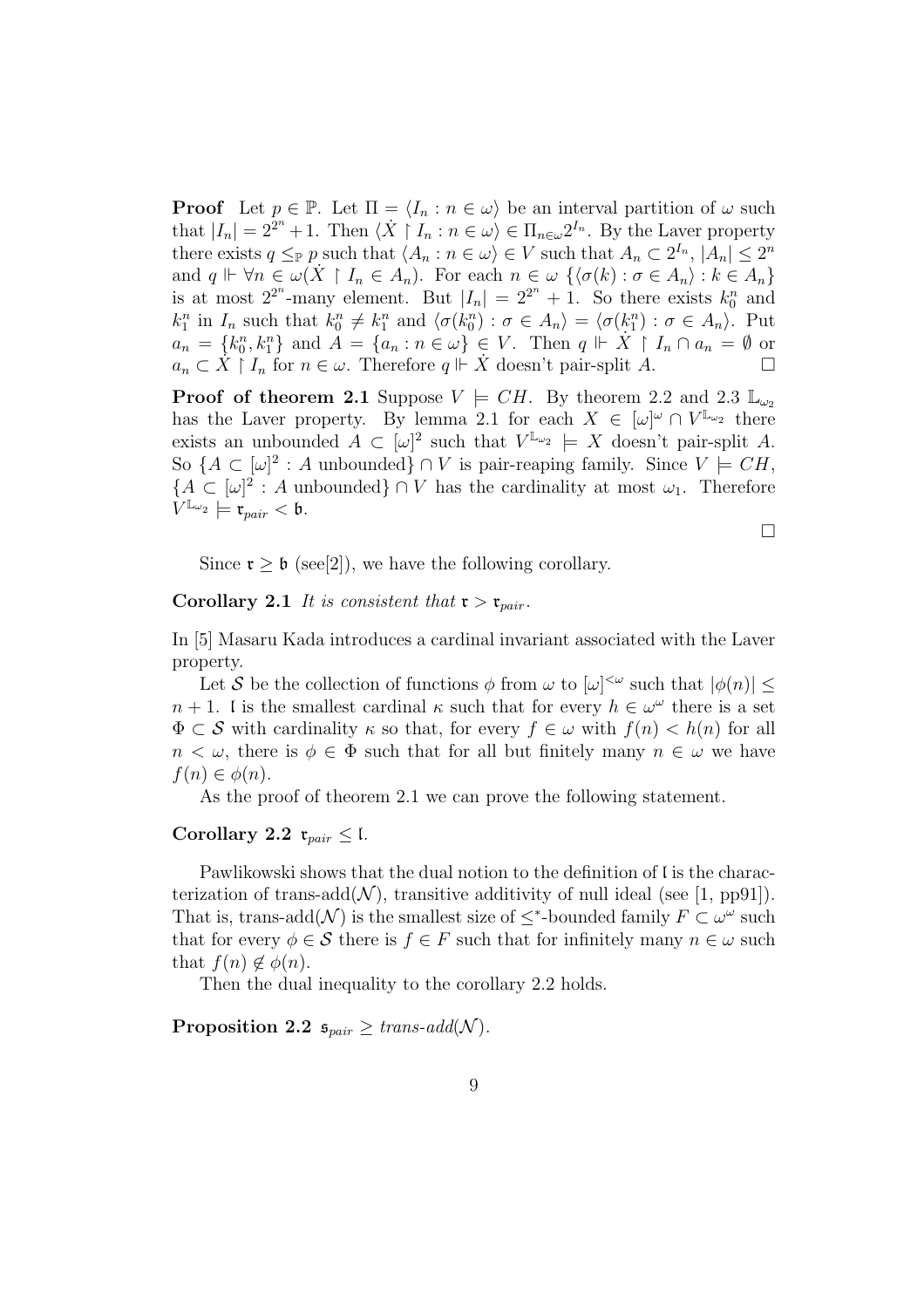**Proof** Let $p \in \mathbb{P}$. Let $\Pi = \langle I_n : n \in \omega \rangle$ be an interval partition of $\omega$ such that $|I_n| = 2^{2^n} + 1$. Then $\langle \dot{X} \upharpoonright I_n : n \in \omega \rangle \in \Pi_{n\in\omega} 2^{I_n}$. By the Laver property there exists $q \leq_{\mathbb{P}} p$ such that $\langle A_n : n \in \omega \rangle \in V$ such that $A_n \subset 2^{I_n}$, $|A_n| \leq 2^n$ and $q \Vdash \forall n \in \omega(\dot{X} \upharpoonright I_n \in A_n)$. For each $n \in \omega$ $\{\langle \sigma(k) : \sigma \in A_n \rangle : k \in A_n\}$ is at most $2^{2^n}$-many element. But $|I_n| = 2^{2^n} + 1$. So there exists $k_0^n$ and $k_1^n$ in $I_n$ such that $k_0^n \neq k_1^n$ and $\langle \sigma(k_0^n) : \sigma \in A_n \rangle = \langle \sigma(k_1^n) : \sigma \in A_n \rangle$. Put $a_n = \{k_0^n, k_1^n\}$ and $A = \{a_n : n \in \omega\} \in V$. Then $q \Vdash \dot{X} \upharpoonright I_n \cap a_n = \emptyset$ or $a_n \subset \dot{X} \upharpoonright I_n$ for $n \in \omega$. Therefore $q \Vdash \dot{X}$ doesn't pair-split $A$. $\square$

**Proof of theorem 2.1** Suppose $V \models CH$. By theorem 2.2 and 2.3 $\mathbb{L}_{\omega_2}$ has the Laver property. By lemma 2.1 for each $X \in [\omega]^\omega \cap V^{\mathbb{L}_{\omega_2}}$ there exists an unbounded $A \subset [\omega]^2$ such that $V^{\mathbb{L}_{\omega_2}} \models X$ doesn't pair-split $A$. So $\{A \subset [\omega]^2 : A \text{ unbounded}\} \cap V$ is pair-reaping family. Since $V \models CH$, $\{A \subset [\omega]^2 : A \text{ unbounded}\} \cap V$ has the cardinality at most $\omega_1$. Therefore $V^{\mathbb{L}_{\omega_2}} \models \mathfrak{r}_{pair} < \mathfrak{b}$.

$\square$

Since $\mathfrak{r} \geq \mathfrak{b}$ (see[2]), we have the following corollary.

**Corollary 2.1** *It is consistent that $\mathfrak{r} > \mathfrak{r}_{pair}$.*

In [5] Masaru Kada introduces a cardinal invariant associated with the Laver property.

Let $\mathcal{S}$ be the collection of functions $\phi$ from $\omega$ to $[\omega]^{<\omega}$ such that $|\phi(n)| \leq n + 1$. $\mathfrak{l}$ is the smallest cardinal $\kappa$ such that for every $h \in \omega^\omega$ there is a set $\Phi \subset \mathcal{S}$ with cardinality $\kappa$ so that, for every $f \in \omega$ with $f(n) < h(n)$ for all $n < \omega$, there is $\phi \in \Phi$ such that for all but finitely many $n \in \omega$ we have $f(n) \in \phi(n)$.

As the proof of theorem 2.1 we can prove the following statement.

**Corollary 2.2** $\mathfrak{r}_{pair} \leq \mathfrak{l}$.

Pawlikowski shows that the dual notion to the definition of $\mathfrak{l}$ is the characterization of trans-add($\mathcal{N}$), transitive additivity of null ideal (see [1, pp91]). That is, trans-add($\mathcal{N}$) is the smallest size of $\leq^*$-bounded family $F \subset \omega^\omega$ such that for every $\phi \in \mathcal{S}$ there is $f \in F$ such that for infinitely many $n \in \omega$ such that $f(n) \notin \phi(n)$.

Then the dual inequality to the corollary 2.2 holds.

**Proposition 2.2** $\mathfrak{s}_{pair} \geq$ *trans-add*($\mathcal{N}$).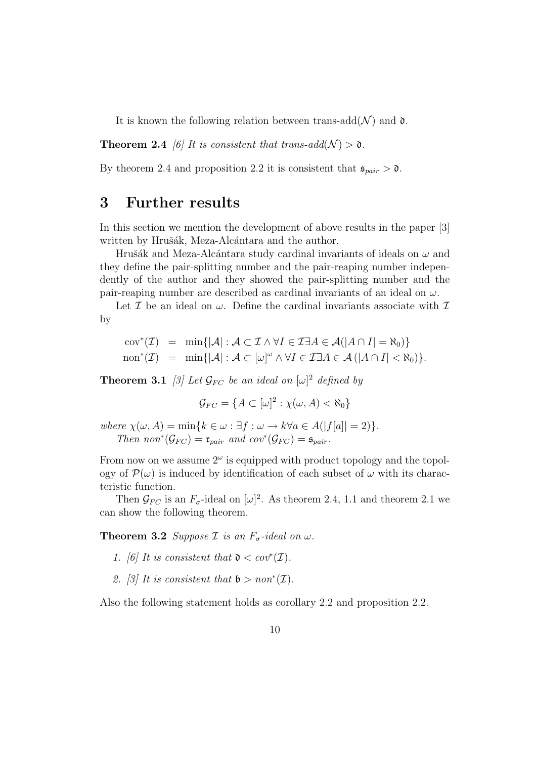It is known the following relation between trans-add($\mathcal{N}$) and $\mathfrak{d}$.

**Theorem 2.4** *[6] It is consistent that trans-add($\mathcal{N}$) $> \mathfrak{d}$.*

By theorem 2.4 and proposition 2.2 it is consistent that $\mathfrak{s}_{pair} > \mathfrak{d}$.

# 3 Further results

In this section we mention the development of above results in the paper [3] written by Hrušák, Meza-Alcántara and the author.

Hrušák and Meza-Alcántara study cardinal invariants of ideals on $\omega$ and they define the pair-splitting number and the pair-reaping number independently of the author and they showed the pair-splitting number and the pair-reaping number are described as cardinal invariants of an ideal on $\omega$.

Let $\mathcal{I}$ be an ideal on $\omega$. Define the cardinal invariants associate with $\mathcal{I}$ by

$$
\begin{aligned}
\mathrm{cov}^*(\mathcal{I}) &= \min\{|\mathcal{A}| : \mathcal{A} \subset \mathcal{I} \wedge \forall I \in \mathcal{I} \exists A \in \mathcal{A}(|A \cap I| = \aleph_0)\} \\
\mathrm{non}^*(\mathcal{I}) &= \min\{|\mathcal{A}| : \mathcal{A} \subset [\omega]^\omega \wedge \forall I \in \mathcal{I} \exists A \in \mathcal{A}\,(|A \cap I| < \aleph_0)\}.
\end{aligned}
$$

**Theorem 3.1** *[3] Let $\mathcal{G}_{FC}$ be an ideal on $[\omega]^2$ defined by*

$$\mathcal{G}_{FC} = \{A \subset [\omega]^2 : \chi(\omega, A) < \aleph_0\}$$

*where $\chi(\omega, A) = \min\{k \in \omega : \exists f : \omega \to k \forall a \in A(|f[a]| = 2)\}$.*
*Then $non^*(\mathcal{G}_{FC}) = \mathfrak{r}_{pair}$ and $cov^*(\mathcal{G}_{FC}) = \mathfrak{s}_{pair}$.*

From now on we assume $2^\omega$ is equipped with product topology and the topology of $\mathcal{P}(\omega)$ is induced by identification of each subset of $\omega$ with its characteristic function.

Then $\mathcal{G}_{FC}$ is an $F_\sigma$-ideal on $[\omega]^2$. As theorem 2.4, 1.1 and theorem 2.1 we can show the following theorem.

**Theorem 3.2** *Suppose $\mathcal{I}$ is an $F_\sigma$-ideal on $\omega$.*

1. *[6] It is consistent that $\mathfrak{d} < cov^*(\mathcal{I})$.*
2. *[3] It is consistent that $\mathfrak{b} > non^*(\mathcal{I})$.*

Also the following statement holds as corollary 2.2 and proposition 2.2.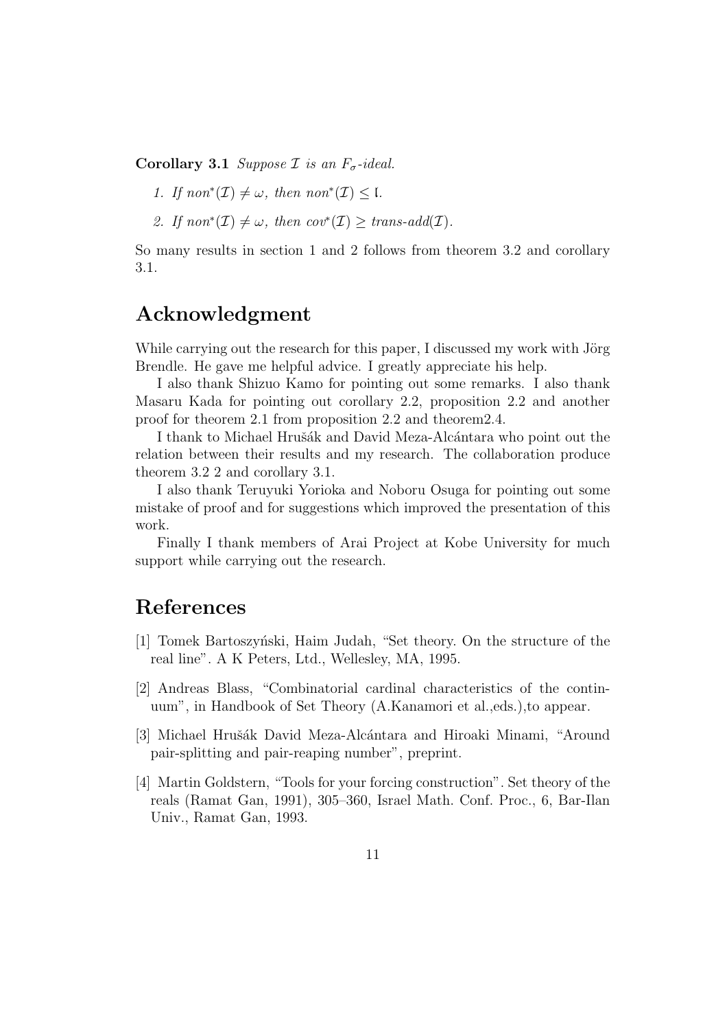**Corollary 3.1** *Suppose $\mathcal{I}$ is an $F_\sigma$-ideal.*

1. *If $non^*(\mathcal{I}) \neq \omega$, then $non^*(\mathcal{I}) \leq \mathfrak{l}$.*
2. *If $non^*(\mathcal{I}) \neq \omega$, then $cov^*(\mathcal{I}) \geq trans\text{-}add(\mathcal{I})$.*

So many results in section 1 and 2 follows from theorem 3.2 and corollary 3.1.

## Acknowledgment

While carrying out the research for this paper, I discussed my work with Jörg Brendle. He gave me helpful advice. I greatly appreciate his help.

I also thank Shizuo Kamo for pointing out some remarks. I also thank Masaru Kada for pointing out corollary 2.2, proposition 2.2 and another proof for theorem 2.1 from proposition 2.2 and theorem2.4.

I thank to Michael Hrušák and David Meza-Alcántara who point out the relation between their results and my research. The collaboration produce theorem 3.2 2 and corollary 3.1.

I also thank Teruyuki Yorioka and Noboru Osuga for pointing out some mistake of proof and for suggestions which improved the presentation of this work.

Finally I thank members of Arai Project at Kobe University for much support while carrying out the research.

## References

[1] Tomek Bartoszyński, Haim Judah, "Set theory. On the structure of the real line". A K Peters, Ltd., Wellesley, MA, 1995.

[2] Andreas Blass, "Combinatorial cardinal characteristics of the continuum", in Handbook of Set Theory (A.Kanamori et al.,eds.),to appear.

[3] Michael Hrušák David Meza-Alcántara and Hiroaki Minami, "Around pair-splitting and pair-reaping number", preprint.

[4] Martin Goldstern, "Tools for your forcing construction". Set theory of the reals (Ramat Gan, 1991), 305–360, Israel Math. Conf. Proc., 6, Bar-Ilan Univ., Ramat Gan, 1993.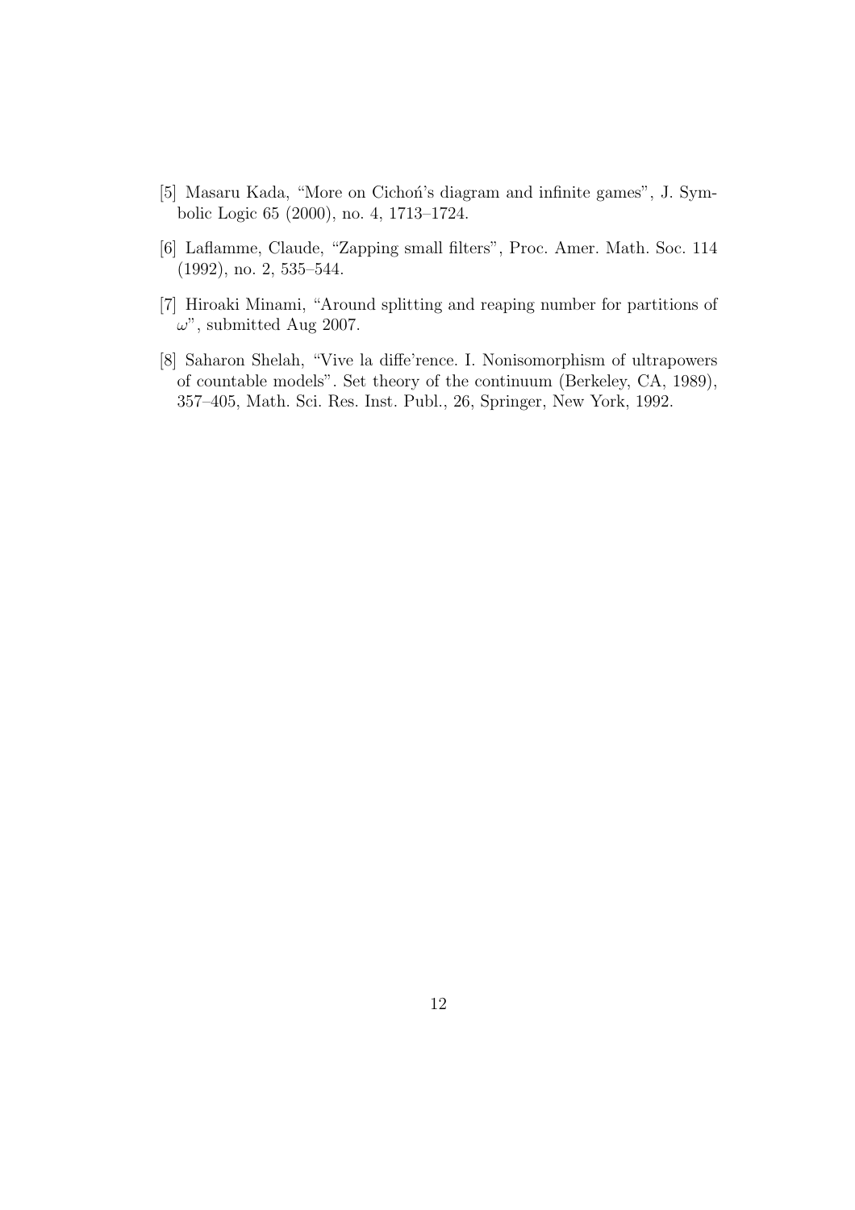[5] Masaru Kada, "More on Cichoń's diagram and infinite games", J. Symbolic Logic 65 (2000), no. 4, 1713–1724.

[6] Laflamme, Claude, "Zapping small filters", Proc. Amer. Math. Soc. 114 (1992), no. 2, 535–544.

[7] Hiroaki Minami, "Around splitting and reaping number for partitions of $\omega$", submitted Aug 2007.

[8] Saharon Shelah, "Vive la diffe'rence. I. Nonisomorphism of ultrapowers of countable models". Set theory of the continuum (Berkeley, CA, 1989), 357–405, Math. Sci. Res. Inst. Publ., 26, Springer, New York, 1992.